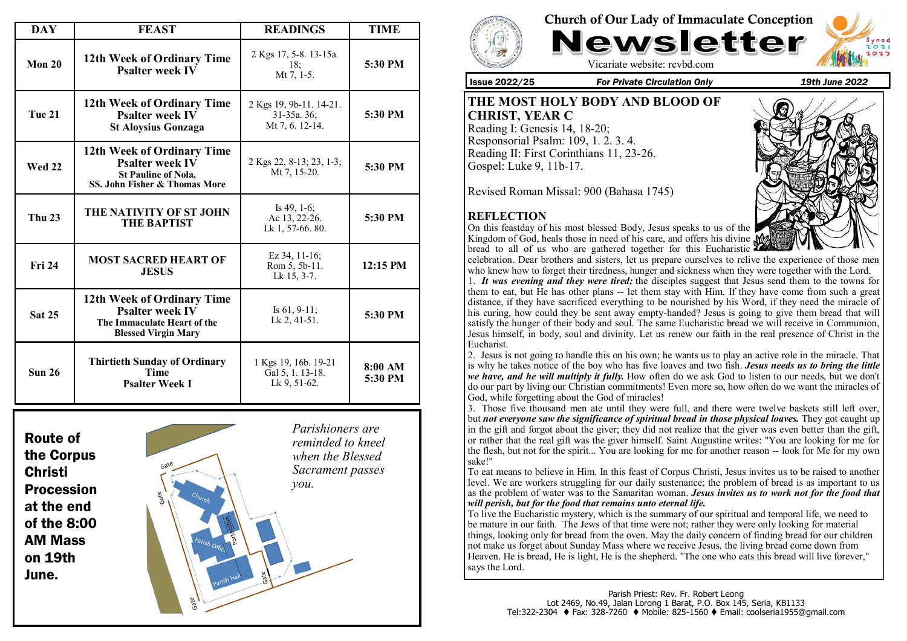# Church of Our Lady of Immaculate Conception

# Newsletter

Vicariate website: rcvbd.com

**Issue 2022/25** *For Private Circulation Only* **19th June 2022**

## THE MOST HOLY BODY AND BLOOD OF CHRIST, YEAR C

Reading I: Genesis 14, 18-20;
Responsorial Psalm: 109, 1. 2. 3. 4.
Reading II: First Corinthians 11, 23-26.
Gospel: Luke 9, 11b-17.

Revised Roman Missal: 900 (Bahasa 1745)

## REFLECTION

On this feastday of his most blessed Body, Jesus speaks to us of the Kingdom of God, heals those in need of his care, and offers his divine bread to all of us who are gathered together for this Eucharistic celebration. Dear brothers and sisters, let us prepare ourselves to relive the experience of those men who knew how to forget their tiredness, hunger and sickness when they were together with the Lord.

1. ***It was evening and they were tired;*** the disciples suggest that Jesus send them to the towns for them to eat, but He has other plans -- let them stay with Him. If they have come from such a great distance, if they have sacrificed everything to be nourished by his Word, if they need the miracle of his curing, how could they be sent away empty-handed? Jesus is going to give them bread that will satisfy the hunger of their body and soul. The same Eucharistic bread we will receive in Communion, Jesus himself, in body, soul and divinity. Let us renew our faith in the real presence of Christ in the Eucharist.

2. Jesus is not going to handle this on his own; he wants us to play an active role in the miracle. That is why he takes notice of the boy who has five loaves and two fish. ***Jesus needs us to bring the little we have, and he will multiply it fully.*** How often do we ask God to listen to our needs, but we don't do our part by living our Christian commitments! Even more so, how often do we want the miracles of God, while forgetting about the God of miracles!

3. Those five thousand men ate until they were full, and there were twelve baskets still left over, but ***not everyone saw the significance of spiritual bread in those physical loaves.*** They got caught up in the gift and forgot about the giver; they did not realize that the giver was even better than the gift, or rather that the real gift was the giver himself. Saint Augustine writes: "You are looking for me for the flesh, but not for the spirit... You are looking for me for another reason -- look for Me for my own sake!"

To eat means to believe in Him. In this feast of Corpus Christi, Jesus invites us to be raised to another level. We are workers struggling for our daily sustenance; the problem of bread is as important to us as the problem of water was to the Samaritan woman. ***Jesus invites us to work not for the food that will perish, but for the food that remains unto eternal life.***

To live the Eucharistic mystery, which is the summary of our spiritual and temporal life, we need to be mature in our faith. The Jews of that time were not; rather they were only looking for material things, looking only for bread from the oven. May the daily concern of finding bread for our children not make us forget about Sunday Mass where we receive Jesus, the living bread come down from Heaven. He is bread, He is light, He is the shepherd. "The one who eats this bread will live forever," says the Lord.

| DAY | FEAST | READINGS | TIME |
|---|---|---|---|
| **Mon 20** | **12th Week of Ordinary Time Psalter week IV** | 2 Kgs 17, 5-8. 13-15a. 18; Mt 7, 1-5. | **5:30 PM** |
| **Tue 21** | **12th Week of Ordinary Time Psalter week IV St Aloysius Gonzaga** | 2 Kgs 19, 9b-11. 14-21. 31-35a. 36; Mt 7, 6. 12-14. | **5:30 PM** |
| **Wed 22** | **12th Week of Ordinary Time Psalter week IV St Pauline of Nola, SS. John Fisher & Thomas More** | 2 Kgs 22, 8-13; 23, 1-3; Mt 7, 15-20. | **5:30 PM** |
| **Thu 23** | **THE NATIVITY OF ST JOHN THE BAPTIST** | Is 49, 1-6; Ac 13, 22-26. Lk 1, 57-66. 80. | **5:30 PM** |
| **Fri 24** | **MOST SACRED HEART OF JESUS** | Ez 34, 11-16; Rom 5, 5b-11. Lk 15, 3-7. | **12:15 PM** |
| **Sat 25** | **12th Week of Ordinary Time Psalter week IV The Immaculate Heart of the Blessed Virgin Mary** | Is 61, 9-11; Lk 2, 41-51. | **5:30 PM** |
| **Sun 26** | **Thirtieth Sunday of Ordinary Time Psalter Week I** | 1 Kgs 19, 16b. 19-21 Gal 5, 1. 13-18. Lk 9, 51-62. | **8:00 AM 5:30 PM** |

**Route of the Corpus Christi Procession at the end of the 8:00 AM Mass on 19th June.**

*Parishioners are reminded to kneel when the Blessed Sacrament passes you.*

Parish Priest: Rev. Fr. Robert Leong
Lot 2469, No.49, Jalan Lorong 1 Barat, P.O. Box 145, Seria, KB1133
Tel:322-2304 ♦ Fax: 328-7260 ♦ Mobile: 825-1560 ♦ Email: coolseria1955@gmail.com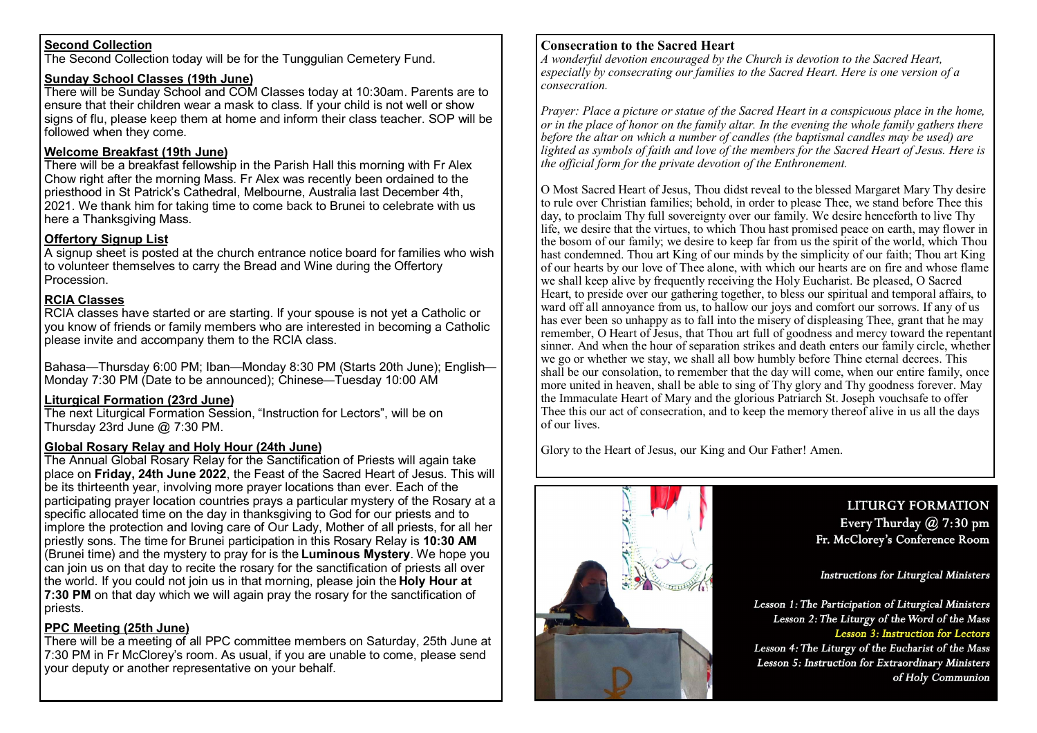## Second Collection

The Second Collection today will be for the Tunggulian Cemetery Fund.

## Sunday School Classes (19th June)

There will be Sunday School and COM Classes today at 10:30am. Parents are to ensure that their children wear a mask to class. If your child is not well or show signs of flu, please keep them at home and inform their class teacher. SOP will be followed when they come.

## Welcome Breakfast (19th June)

There will be a breakfast fellowship in the Parish Hall this morning with Fr Alex Chow right after the morning Mass. Fr Alex was recently been ordained to the priesthood in St Patrick's Cathedral, Melbourne, Australia last December 4th, 2021. We thank him for taking time to come back to Brunei to celebrate with us here a Thanksgiving Mass.

## Offertory Signup List

A signup sheet is posted at the church entrance notice board for families who wish to volunteer themselves to carry the Bread and Wine during the Offertory Procession.

## RCIA Classes

RCIA classes have started or are starting. If your spouse is not yet a Catholic or you know of friends or family members who are interested in becoming a Catholic please invite and accompany them to the RCIA class.

Bahasa—Thursday 6:00 PM; Iban—Monday 8:30 PM (Starts 20th June); English—Monday 7:30 PM (Date to be announced); Chinese—Tuesday 10:00 AM

## Liturgical Formation (23rd June)

The next Liturgical Formation Session, "Instruction for Lectors", will be on Thursday 23rd June @ 7:30 PM.

## Global Rosary Relay and Holy Hour (24th June)

The Annual Global Rosary Relay for the Sanctification of Priests will again take place on **Friday, 24th June 2022**, the Feast of the Sacred Heart of Jesus. This will be its thirteenth year, involving more prayer locations than ever. Each of the participating prayer location countries prays a particular mystery of the Rosary at a specific allocated time on the day in thanksgiving to God for our priests and to implore the protection and loving care of Our Lady, Mother of all priests, for all her priestly sons. The time for Brunei participation in this Rosary Relay is **10:30 AM** (Brunei time) and the mystery to pray for is the **Luminous Mystery**. We hope you can join us on that day to recite the rosary for the sanctification of priests all over the world. If you could not join us in that morning, please join the **Holy Hour at 7:30 PM** on that day which we will again pray the rosary for the sanctification of priests.

## PPC Meeting (25th June)

There will be a meeting of all PPC committee members on Saturday, 25th June at 7:30 PM in Fr McClorey's room. As usual, if you are unable to come, please send your deputy or another representative on your behalf.

## Consecration to the Sacred Heart

*A wonderful devotion encouraged by the Church is devotion to the Sacred Heart, especially by consecrating our families to the Sacred Heart. Here is one version of a consecration.*

*Prayer: Place a picture or statue of the Sacred Heart in a conspicuous place in the home, or in the place of honor on the family altar. In the evening the whole family gathers there before the altar on which a number of candles (the baptismal candles may be used) are lighted as symbols of faith and love of the members for the Sacred Heart of Jesus. Here is the official form for the private devotion of the Enthronement.*

O Most Sacred Heart of Jesus, Thou didst reveal to the blessed Margaret Mary Thy desire to rule over Christian families; behold, in order to please Thee, we stand before Thee this day, to proclaim Thy full sovereignty over our family. We desire henceforth to live Thy life, we desire that the virtues, to which Thou hast promised peace on earth, may flower in the bosom of our family; we desire to keep far from us the spirit of the world, which Thou hast condemned. Thou art King of our minds by the simplicity of our faith; Thou art King of our hearts by our love of Thee alone, with which our hearts are on fire and whose flame we shall keep alive by frequently receiving the Holy Eucharist. Be pleased, O Sacred Heart, to preside over our gathering together, to bless our spiritual and temporal affairs, to ward off all annoyance from us, to hallow our joys and comfort our sorrows. If any of us has ever been so unhappy as to fall into the misery of displeasing Thee, grant that he may remember, O Heart of Jesus, that Thou art full of goodness and mercy toward the repentant sinner. And when the hour of separation strikes and death enters our family circle, whether we go or whether we stay, we shall all bow humbly before Thine eternal decrees. This shall be our consolation, to remember that the day will come, when our entire family, once more united in heaven, shall be able to sing of Thy glory and Thy goodness forever. May the Immaculate Heart of Mary and the glorious Patriarch St. Joseph vouchsafe to offer Thee this our act of consecration, and to keep the memory thereof alive in us all the days of our lives.

Glory to the Heart of Jesus, our King and Our Father! Amen.

## LITURGY FORMATION

Every Thursday @ 7:30 pm
Fr. McClorey's Conference Room

*Instructions for Liturgical Ministers*

*Lesson 1: The Participation of Liturgical Ministers*
*Lesson 2: The Liturgy of the Word of the Mass*
*Lesson 3: Instruction for Lectors*
*Lesson 4: The Liturgy of the Eucharist of the Mass*
*Lesson 5: Instruction for Extraordinary Ministers of Holy Communion*